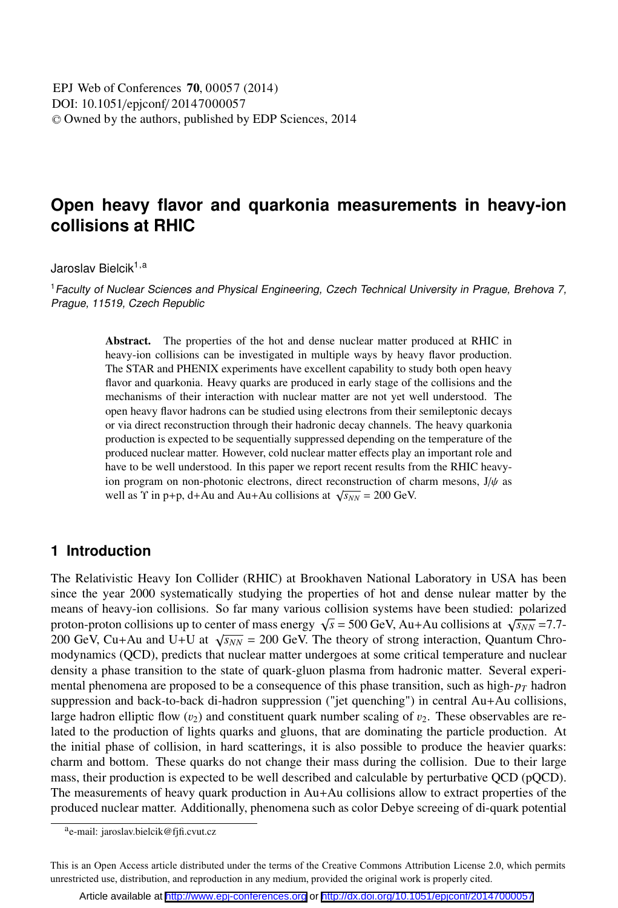# Open heavy flavor and quarkonia measurements in heavy-ion collisions at RHIC

Jaroslav Bielcik[1,a]

[1] *Faculty of Nuclear Sciences and Physical Engineering, Czech Technical University in Prague, Brehova 7, Prague, 11519, Czech Republic*

**Abstract.** The properties of the hot and dense nuclear matter produced at RHIC in heavy-ion collisions can be investigated in multiple ways by heavy flavor production. The STAR and PHENIX experiments have excellent capability to study both open heavy flavor and quarkonia. Heavy quarks are produced in early stage of the collisions and the mechanisms of their interaction with nuclear matter are not yet well understood. The open heavy flavor hadrons can be studied using electrons from their semileptonic decays or via direct reconstruction through their hadronic decay channels. The heavy quarkonia production is expected to be sequentially suppressed depending on the temperature of the produced nuclear matter. However, cold nuclear matter effects play an important role and have to be well understood. In this paper we report recent results from the RHIC heavy-ion program on non-photonic electrons, direct reconstruction of charm mesons, $J/\psi$ as well as $\Upsilon$ in p+p, d+Au and Au+Au collisions at $\sqrt{s_{NN}}$ = 200 GeV.

## 1 Introduction

The Relativistic Heavy Ion Collider (RHIC) at Brookhaven National Laboratory in USA has been since the year 2000 systematically studying the properties of hot and dense nulear matter by the means of heavy-ion collisions. So far many various collision systems have been studied: polarized proton-proton collisions up to center of mass energy $\sqrt{s}$ = 500 GeV, Au+Au collisions at $\sqrt{s_{NN}}$ =7.7-200 GeV, Cu+Au and U+U at $\sqrt{s_{NN}}$ = 200 GeV. The theory of strong interaction, Quantum Chromodynamics (QCD), predicts that nuclear matter undergoes at some critical temperature and nuclear density a phase transition to the state of quark-gluon plasma from hadronic matter. Several experimental phenomena are proposed to be a consequence of this phase transition, such as high-$p_T$ hadron suppression and back-to-back di-hadron suppression ("jet quenching") in central Au+Au collisions, large hadron elliptic flow ($v_2$) and constituent quark number scaling of $v_2$. These observables are related to the production of lights quarks and gluons, that are dominating the particle production. At the initial phase of collision, in hard scatterings, it is also possible to produce the heavier quarks: charm and bottom. These quarks do not change their mass during the collision. Due to their large mass, their production is expected to be well described and calculable by perturbative QCD (pQCD). The measurements of heavy quark production in Au+Au collisions allow to extract properties of the produced nuclear matter. Additionally, phenomena such as color Debye screeing of di-quark potential

[a] e-mail: jaroslav.bielcik@fjfi.cvut.cz

This is an Open Access article distributed under the terms of the Creative Commons Attribution License 2.0, which permits unrestricted use, distribution, and reproduction in any medium, provided the original work is properly cited.

Article available at http://www.epj-conferences.org or http://dx.doi.org/10.1051/epjconf/20147000057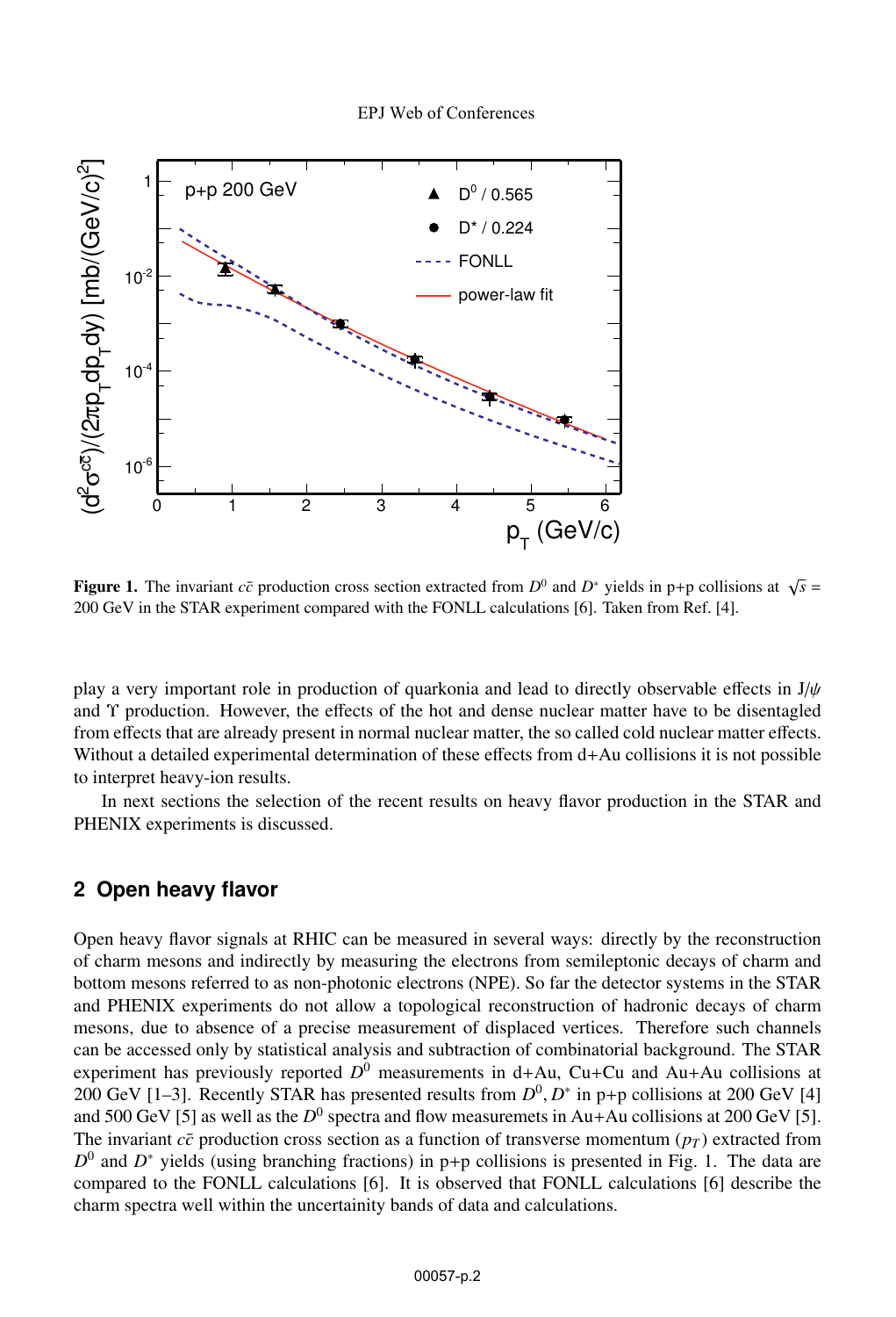**Figure 1.** The invariant $c\bar{c}$ production cross section extracted from $D^0$ and $D^*$ yields in p+p collisions at $\sqrt{s}$ = 200 GeV in the STAR experiment compared with the FONLL calculations [6]. Taken from Ref. [4].

play a very important role in production of quarkonia and lead to directly observable effects in J/$\psi$ and $\Upsilon$ production. However, the effects of the hot and dense nuclear matter have to be disentagled from effects that are already present in normal nuclear matter, the so called cold nuclear matter effects. Without a detailed experimental determination of these effects from d+Au collisions it is not possible to interpret heavy-ion results.

In next sections the selection of the recent results on heavy flavor production in the STAR and PHENIX experiments is discussed.

## 2 Open heavy flavor

Open heavy flavor signals at RHIC can be measured in several ways: directly by the reconstruction of charm mesons and indirectly by measuring the electrons from semileptonic decays of charm and bottom mesons referred to as non-photonic electrons (NPE). So far the detector systems in the STAR and PHENIX experiments do not allow a topological reconstruction of hadronic decays of charm mesons, due to absence of a precise measurement of displaced vertices. Therefore such channels can be accessed only by statistical analysis and subtraction of combinatorial background. The STAR experiment has previously reported $D^0$ measurements in d+Au, Cu+Cu and Au+Au collisions at 200 GeV [1–3]. Recently STAR has presented results from $D^0, D^*$ in p+p collisions at 200 GeV [4] and 500 GeV [5] as well as the $D^0$ spectra and flow measuremets in Au+Au collisions at 200 GeV [5]. The invariant $c\bar{c}$ production cross section as a function of transverse momentum ($p_T$) extracted from $D^0$ and $D^*$ yields (using branching fractions) in p+p collisions is presented in Fig. 1. The data are compared to the FONLL calculations [6]. It is observed that FONLL calculations [6] describe the charm spectra well within the uncertainity bands of data and calculations.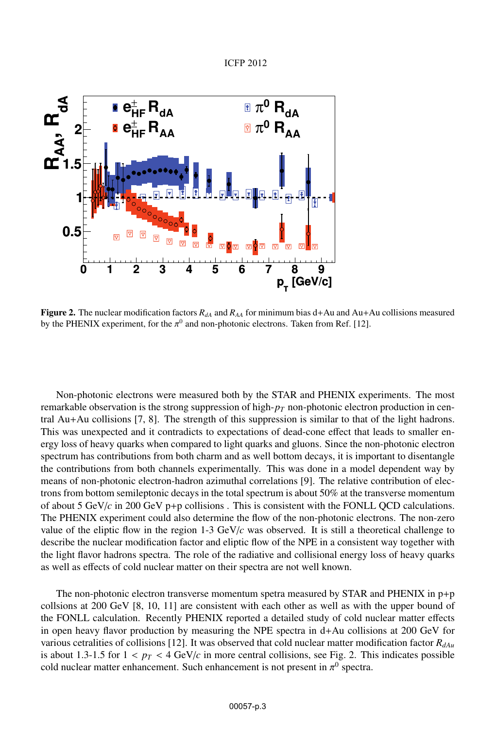**Figure 2.** The nuclear modification factors $R_{dA}$ and $R_{AA}$ for minimum bias d+Au and Au+Au collisions measured by the PHENIX experiment, for the $\pi^0$ and non-photonic electrons. Taken from Ref. [12].

Non-photonic electrons were measured both by the STAR and PHENIX experiments. The most remarkable observation is the strong suppression of high-$p_T$ non-photonic electron production in central Au+Au collisions [7, 8]. The strength of this suppression is similar to that of the light hadrons. This was unexpected and it contradicts to expectations of dead-cone effect that leads to smaller energy loss of heavy quarks when compared to light quarks and gluons. Since the non-photonic electron spectrum has contributions from both charm and as well bottom decays, it is important to disentangle the contributions from both channels experimentally. This was done in a model dependent way by means of non-photonic electron-hadron azimuthal correlations [9]. The relative contribution of electrons from bottom semileptonic decays in the total spectrum is about 50% at the transverse momentum of about 5 GeV/$c$ in 200 GeV p+p collisions . This is consistent with the FONLL QCD calculations. The PHENIX experiment could also determine the flow of the non-photonic electrons. The non-zero value of the eliptic flow in the region 1-3 GeV/$c$ was observed. It is still a theoretical challenge to describe the nuclear modification factor and eliptic flow of the NPE in a consistent way together with the light flavor hadrons spectra. The role of the radiative and collisional energy loss of heavy quarks as well as effects of cold nuclear matter on their spectra are not well known.

The non-photonic electron transverse momentum spetra measured by STAR and PHENIX in p+p collsions at 200 GeV [8, 10, 11] are consistent with each other as well as with the upper bound of the FONLL calculation. Recently PHENIX reported a detailed study of cold nuclear matter effects in open heavy flavor production by measuring the NPE spectra in d+Au collisions at 200 GeV for various cetralities of collisions [12]. It was observed that cold nuclear matter modification factor $R_{dAu}$ is about 1.3-1.5 for $1 < p_T < 4$ GeV/$c$ in more central collisions, see Fig. 2. This indicates possible cold nuclear matter enhancement. Such enhancement is not present in $\pi^0$ spectra.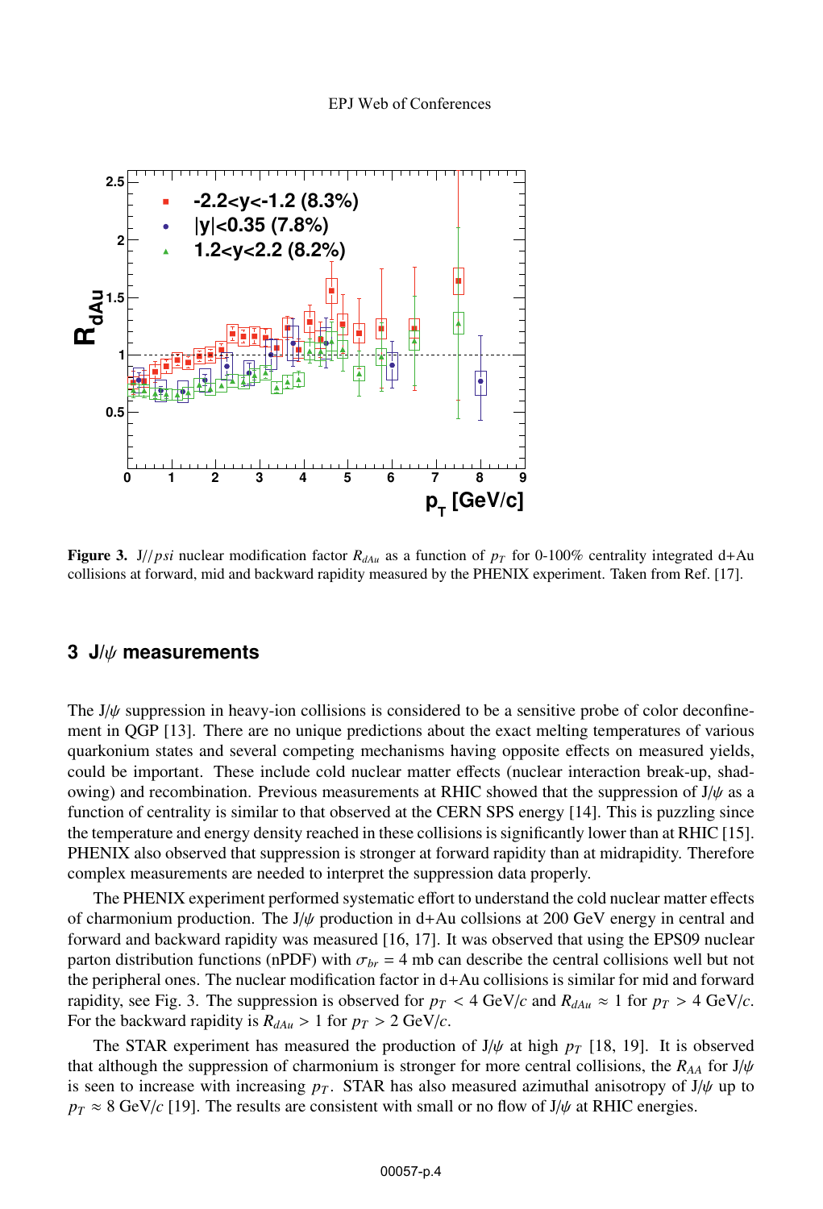**Figure 3.** J//*psi* nuclear modification factor $R_{dAu}$ as a function of $p_T$ for 0-100% centrality integrated d+Au collisions at forward, mid and backward rapidity measured by the PHENIX experiment. Taken from Ref. [17].

## 3 J/$\psi$ measurements

The J/$\psi$ suppression in heavy-ion collisions is considered to be a sensitive probe of color deconfinement in QGP [13]. There are no unique predictions about the exact melting temperatures of various quarkonium states and several competing mechanisms having opposite effects on measured yields, could be important. These include cold nuclear matter effects (nuclear interaction break-up, shadowing) and recombination. Previous measurements at RHIC showed that the suppression of J/$\psi$ as a function of centrality is similar to that observed at the CERN SPS energy [14]. This is puzzling since the temperature and energy density reached in these collisions is significantly lower than at RHIC [15]. PHENIX also observed that suppression is stronger at forward rapidity than at midrapidity. Therefore complex measurements are needed to interpret the suppression data properly.

The PHENIX experiment performed systematic effort to understand the cold nuclear matter effects of charmonium production. The J/$\psi$ production in d+Au collsions at 200 GeV energy in central and forward and backward rapidity was measured [16, 17]. It was observed that using the EPS09 nuclear parton distribution functions (nPDF) with $\sigma_{br}$ = 4 mb can describe the central collisions well but not the peripheral ones. The nuclear modification factor in d+Au collisions is similar for mid and forward rapidity, see Fig. 3. The suppression is observed for $p_T$ < 4 GeV/$c$ and $R_{dAu} \approx 1$ for $p_T$ > 4 GeV/$c$. For the backward rapidity is $R_{dAu} > 1$ for $p_T$ > 2 GeV/$c$.

The STAR experiment has measured the production of J/$\psi$ at high $p_T$ [18, 19]. It is observed that although the suppression of charmonium is stronger for more central collisions, the $R_{AA}$ for J/$\psi$ is seen to increase with increasing $p_T$. STAR has also measured azimuthal anisotropy of J/$\psi$ up to $p_T \approx 8$ GeV/$c$ [19]. The results are consistent with small or no flow of J/$\psi$ at RHIC energies.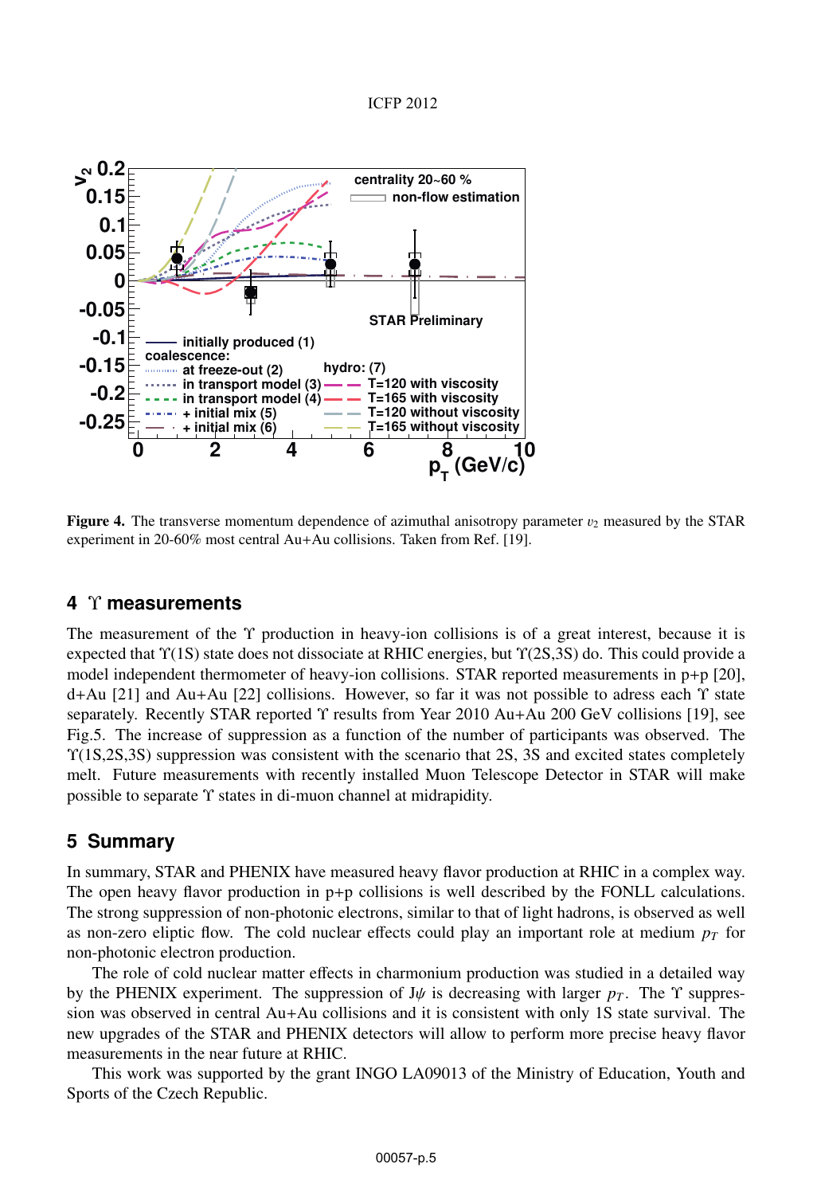**Figure 4.** The transverse momentum dependence of azimuthal anisotropy parameter $v_2$ measured by the STAR experiment in 20-60% most central Au+Au collisions. Taken from Ref. [19].

## 4 Υ measurements

The measurement of the Υ production in heavy-ion collisions is of a great interest, because it is expected that Υ(1S) state does not dissociate at RHIC energies, but Υ(2S,3S) do. This could provide a model independent thermometer of heavy-ion collisions. STAR reported measurements in p+p [20], d+Au [21] and Au+Au [22] collisions. However, so far it was not possible to adress each Υ state separately. Recently STAR reported Υ results from Year 2010 Au+Au 200 GeV collisions [19], see Fig.5. The increase of suppression as a function of the number of participants was observed. The Υ(1S,2S,3S) suppression was consistent with the scenario that 2S, 3S and excited states completely melt. Future measurements with recently installed Muon Telescope Detector in STAR will make possible to separate Υ states in di-muon channel at midrapidity.

## 5 Summary

In summary, STAR and PHENIX have measured heavy flavor production at RHIC in a complex way. The open heavy flavor production in p+p collisions is well described by the FONLL calculations. The strong suppression of non-photonic electrons, similar to that of light hadrons, is observed as well as non-zero eliptic flow. The cold nuclear effects could play an important role at medium $p_T$ for non-photonic electron production.

The role of cold nuclear matter effects in charmonium production was studied in a detailed way by the PHENIX experiment. The suppression of J/$\psi$ is decreasing with larger $p_T$. The Υ suppression was observed in central Au+Au collisions and it is consistent with only 1S state survival. The new upgrades of the STAR and PHENIX detectors will allow to perform more precise heavy flavor measurements in the near future at RHIC.

This work was supported by the grant INGO LA09013 of the Ministry of Education, Youth and Sports of the Czech Republic.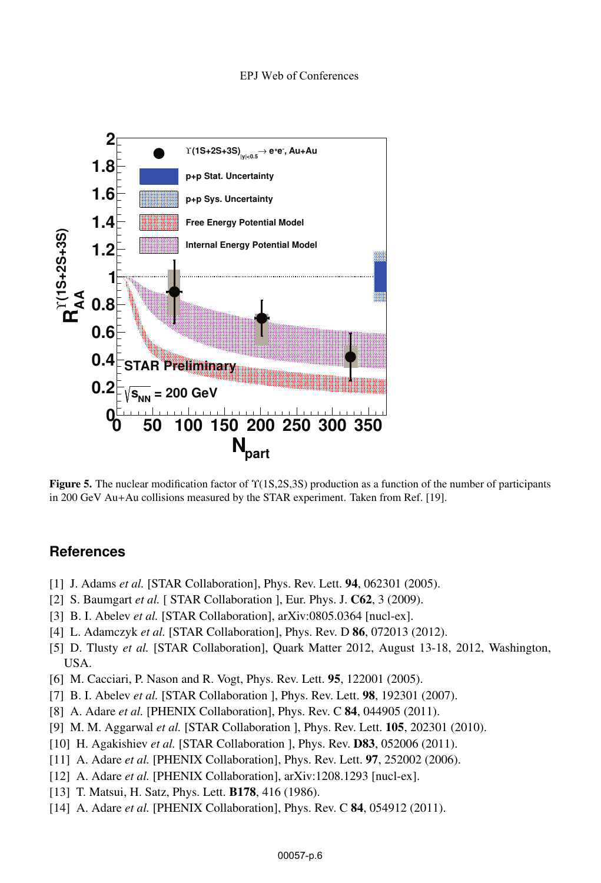**Figure 5.** The nuclear modification factor of $\Upsilon$(1S,2S,3S) production as a function of the number of participants in 200 GeV Au+Au collisions measured by the STAR experiment. Taken from Ref. [19].

## References

[1] J. Adams *et al.* [STAR Collaboration], Phys. Rev. Lett. **94**, 062301 (2005).

[2] S. Baumgart *et al.* [ STAR Collaboration ], Eur. Phys. J. **C62**, 3 (2009).

[3] B. I. Abelev *et al.* [STAR Collaboration], arXiv:0805.0364 [nucl-ex].

[4] L. Adamczyk *et al.* [STAR Collaboration], Phys. Rev. D **86**, 072013 (2012).

[5] D. Tlusty *et al.* [STAR Collaboration], Quark Matter 2012, August 13-18, 2012, Washington, USA.

[6] M. Cacciari, P. Nason and R. Vogt, Phys. Rev. Lett. **95**, 122001 (2005).

[7] B. I. Abelev *et al.* [STAR Collaboration ], Phys. Rev. Lett. **98**, 192301 (2007).

[8] A. Adare *et al.* [PHENIX Collaboration], Phys. Rev. C **84**, 044905 (2011).

[9] M. M. Aggarwal *et al.* [STAR Collaboration ], Phys. Rev. Lett. **105**, 202301 (2010).

[10] H. Agakishiev *et al.* [STAR Collaboration ], Phys. Rev. **D83**, 052006 (2011).

[11] A. Adare *et al.* [PHENIX Collaboration], Phys. Rev. Lett. **97**, 252002 (2006).

[12] A. Adare *et al.* [PHENIX Collaboration], arXiv:1208.1293 [nucl-ex].

[13] T. Matsui, H. Satz, Phys. Lett. **B178**, 416 (1986).

[14] A. Adare *et al.* [PHENIX Collaboration], Phys. Rev. C **84**, 054912 (2011).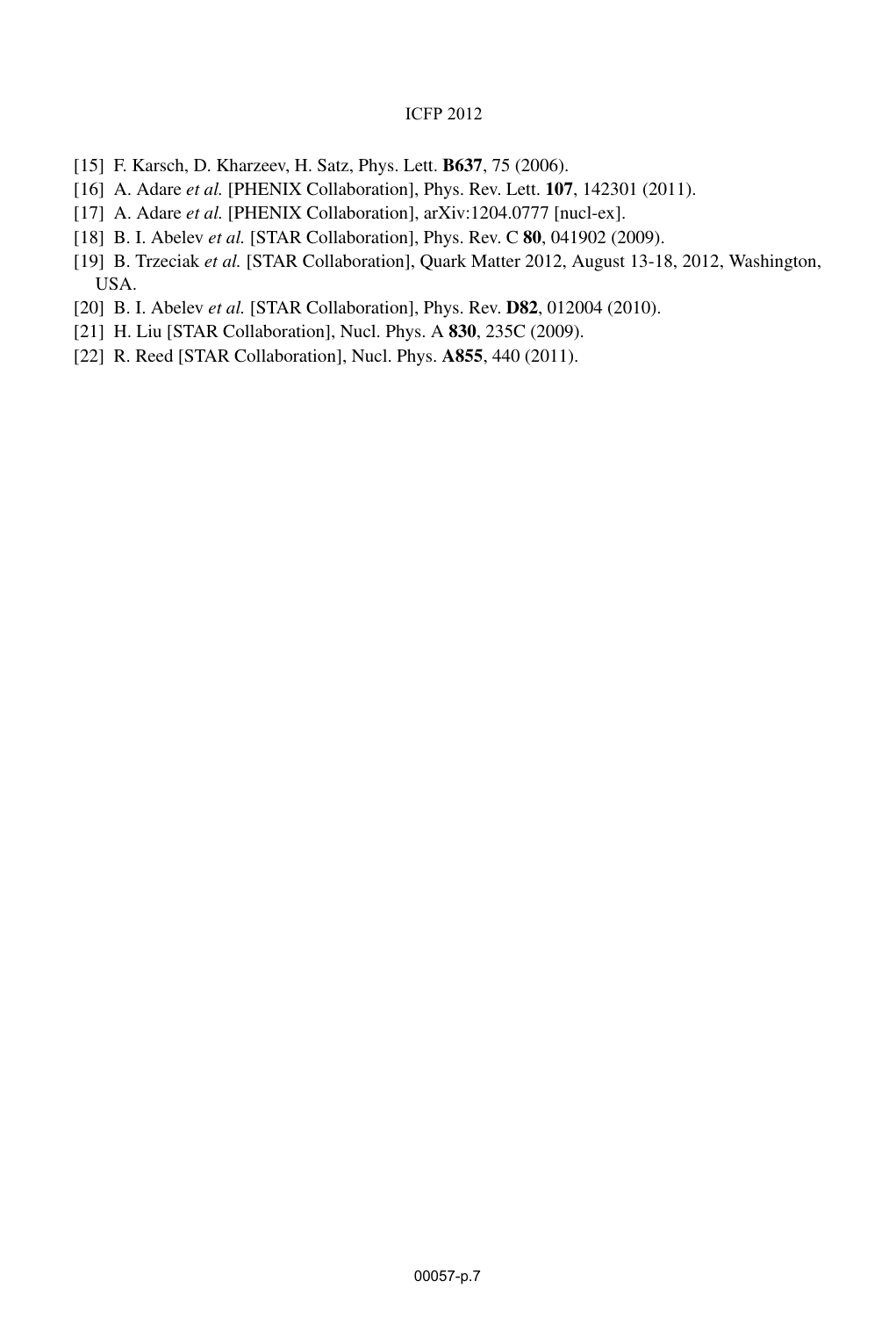[15] F. Karsch, D. Kharzeev, H. Satz, Phys. Lett. **B637**, 75 (2006).

[16] A. Adare *et al.* [PHENIX Collaboration], Phys. Rev. Lett. **107**, 142301 (2011).

[17] A. Adare *et al.* [PHENIX Collaboration], arXiv:1204.0777 [nucl-ex].

[18] B. I. Abelev *et al.* [STAR Collaboration], Phys. Rev. C **80**, 041902 (2009).

[19] B. Trzeciak *et al.* [STAR Collaboration], Quark Matter 2012, August 13-18, 2012, Washington, USA.

[20] B. I. Abelev *et al.* [STAR Collaboration], Phys. Rev. **D82**, 012004 (2010).

[21] H. Liu [STAR Collaboration], Nucl. Phys. A **830**, 235C (2009).

[22] R. Reed [STAR Collaboration], Nucl. Phys. **A855**, 440 (2011).